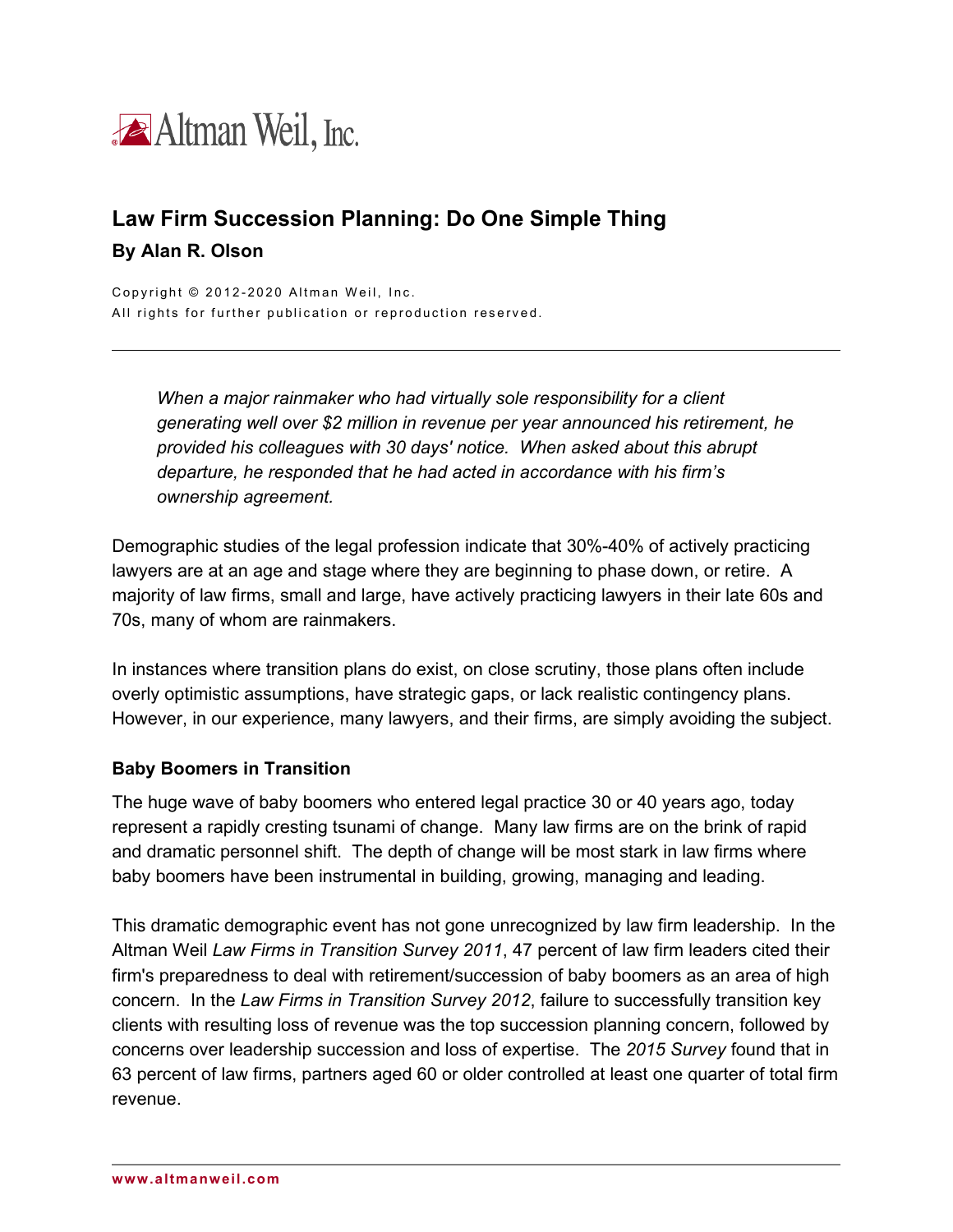Altman Weil, Inc.

# Law Firm Succession Planning: Do One Simple Thing

**By Alan R. Olson**

Copyright © 2012-2020 Altman Weil, Inc.
All rights for further publication or reproduction reserved.

---

*When a major rainmaker who had virtually sole responsibility for a client generating well over $2 million in revenue per year announced his retirement, he provided his colleagues with 30 days' notice. When asked about this abrupt departure, he responded that he had acted in accordance with his firm's ownership agreement.*

Demographic studies of the legal profession indicate that 30%-40% of actively practicing lawyers are at an age and stage where they are beginning to phase down, or retire. A majority of law firms, small and large, have actively practicing lawyers in their late 60s and 70s, many of whom are rainmakers.

In instances where transition plans do exist, on close scrutiny, those plans often include overly optimistic assumptions, have strategic gaps, or lack realistic contingency plans. However, in our experience, many lawyers, and their firms, are simply avoiding the subject.

## Baby Boomers in Transition

The huge wave of baby boomers who entered legal practice 30 or 40 years ago, today represent a rapidly cresting tsunami of change. Many law firms are on the brink of rapid and dramatic personnel shift. The depth of change will be most stark in law firms where baby boomers have been instrumental in building, growing, managing and leading.

This dramatic demographic event has not gone unrecognized by law firm leadership. In the Altman Weil *Law Firms in Transition Survey 2011*, 47 percent of law firm leaders cited their firm's preparedness to deal with retirement/succession of baby boomers as an area of high concern. In the *Law Firms in Transition Survey 2012*, failure to successfully transition key clients with resulting loss of revenue was the top succession planning concern, followed by concerns over leadership succession and loss of expertise. The *2015 Survey* found that in 63 percent of law firms, partners aged 60 or older controlled at least one quarter of total firm revenue.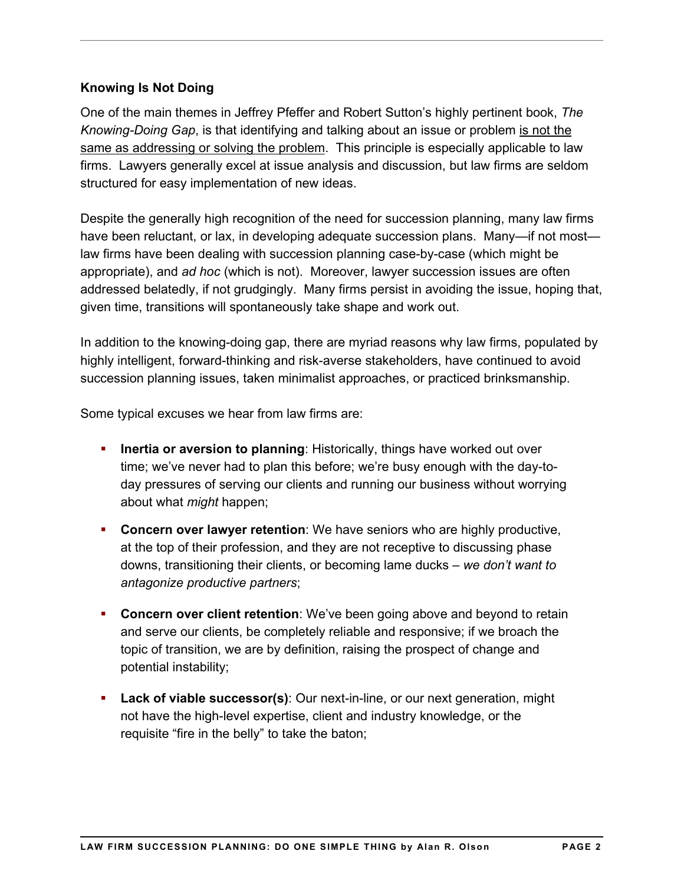**Knowing Is Not Doing**

One of the main themes in Jeffrey Pfeffer and Robert Sutton's highly pertinent book, *The Knowing-Doing Gap*, is that identifying and talking about an issue or problem <u>is not the same as addressing or solving the problem</u>. This principle is especially applicable to law firms. Lawyers generally excel at issue analysis and discussion, but law firms are seldom structured for easy implementation of new ideas.

Despite the generally high recognition of the need for succession planning, many law firms have been reluctant, or lax, in developing adequate succession plans. Many—if not most—law firms have been dealing with succession planning case-by-case (which might be appropriate), and *ad hoc* (which is not). Moreover, lawyer succession issues are often addressed belatedly, if not grudgingly. Many firms persist in avoiding the issue, hoping that, given time, transitions will spontaneously take shape and work out.

In addition to the knowing-doing gap, there are myriad reasons why law firms, populated by highly intelligent, forward-thinking and risk-averse stakeholders, have continued to avoid succession planning issues, taken minimalist approaches, or practiced brinksmanship.

Some typical excuses we hear from law firms are:

- **Inertia or aversion to planning**: Historically, things have worked out over time; we've never had to plan this before; we're busy enough with the day-to-day pressures of serving our clients and running our business without worrying about what *might* happen;
- **Concern over lawyer retention**: We have seniors who are highly productive, at the top of their profession, and they are not receptive to discussing phase downs, transitioning their clients, or becoming lame ducks – *we don't want to antagonize productive partners*;
- **Concern over client retention**: We've been going above and beyond to retain and serve our clients, be completely reliable and responsive; if we broach the topic of transition, we are by definition, raising the prospect of change and potential instability;
- **Lack of viable successor(s)**: Our next-in-line, or our next generation, might not have the high-level expertise, client and industry knowledge, or the requisite "fire in the belly" to take the baton;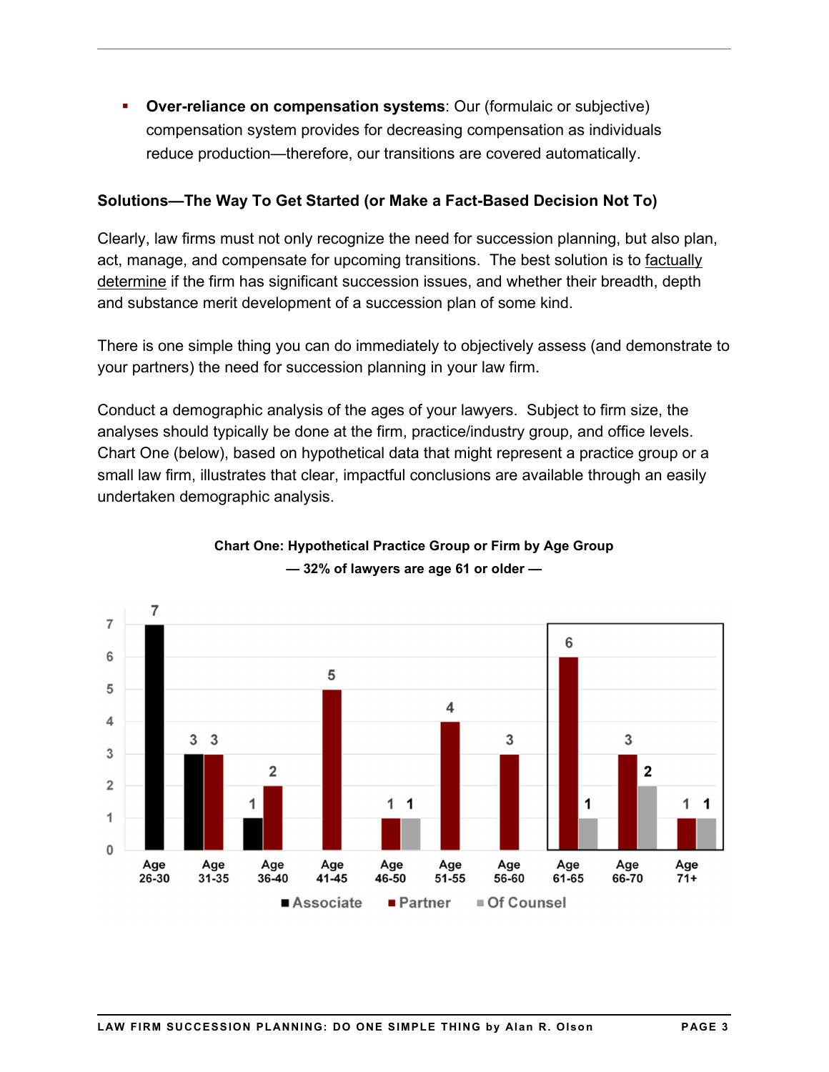- **Over-reliance on compensation systems**: Our (formulaic or subjective) compensation system provides for decreasing compensation as individuals reduce production—therefore, our transitions are covered automatically.

**Solutions—The Way To Get Started (or Make a Fact-Based Decision Not To)**

Clearly, law firms must not only recognize the need for succession planning, but also plan, act, manage, and compensate for upcoming transitions. The best solution is to factually determine if the firm has significant succession issues, and whether their breadth, depth and substance merit development of a succession plan of some kind.

There is one simple thing you can do immediately to objectively assess (and demonstrate to your partners) the need for succession planning in your law firm.

Conduct a demographic analysis of the ages of your lawyers. Subject to firm size, the analyses should typically be done at the firm, practice/industry group, and office levels. Chart One (below), based on hypothetical data that might represent a practice group or a small law firm, illustrates that clear, impactful conclusions are available through an easily undertaken demographic analysis.

**Chart One: Hypothetical Practice Group or Firm by Age Group**

**— 32% of lawyers are age 61 or older —**

| Age Group | Associate | Partner | Of Counsel |
|---|---|---|---|
| Age 26-30 | 7 | | |
| Age 31-35 | 3 | 3 | |
| Age 36-40 | 1 | 2 | |
| Age 41-45 | | 5 | |
| Age 46-50 | | 1 | 1 |
| Age 51-55 | | 4 | |
| Age 56-60 | | 3 | |
| Age 61-65 | | 6 | 1 |
| Age 66-70 | | 3 | 2 |
| Age 71+ | | 1 | 1 |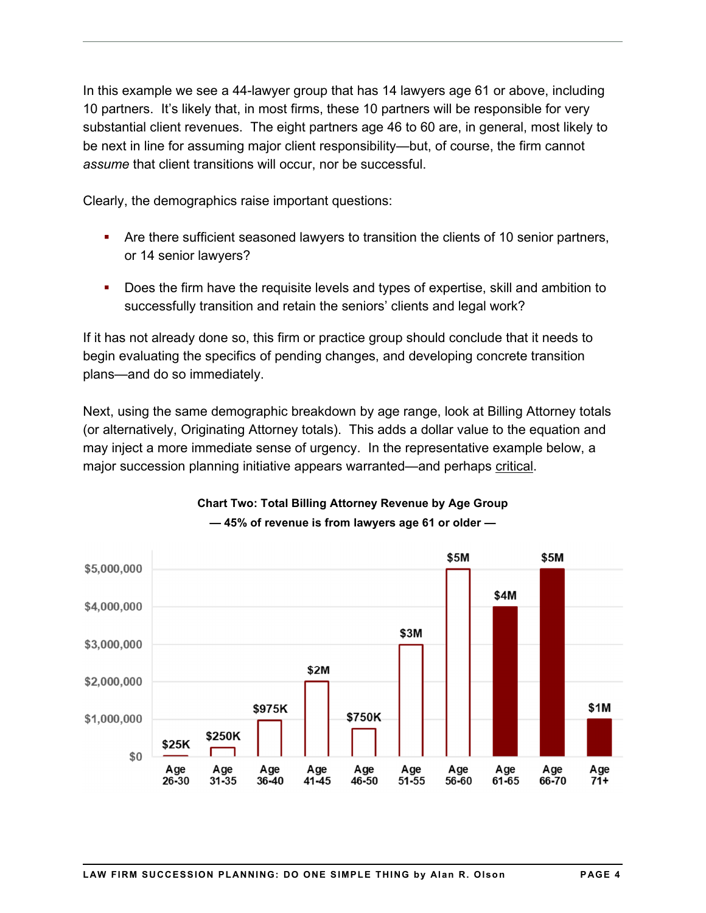In this example we see a 44-lawyer group that has 14 lawyers age 61 or above, including 10 partners. It's likely that, in most firms, these 10 partners will be responsible for very substantial client revenues. The eight partners age 46 to 60 are, in general, most likely to be next in line for assuming major client responsibility—but, of course, the firm cannot *assume* that client transitions will occur, nor be successful.

Clearly, the demographics raise important questions:

- Are there sufficient seasoned lawyers to transition the clients of 10 senior partners, or 14 senior lawyers?
- Does the firm have the requisite levels and types of expertise, skill and ambition to successfully transition and retain the seniors' clients and legal work?

If it has not already done so, this firm or practice group should conclude that it needs to begin evaluating the specifics of pending changes, and developing concrete transition plans—and do so immediately.

Next, using the same demographic breakdown by age range, look at Billing Attorney totals (or alternatively, Originating Attorney totals). This adds a dollar value to the equation and may inject a more immediate sense of urgency. In the representative example below, a major succession planning initiative appears warranted—and perhaps <u>critical</u>.

**Chart Two: Total Billing Attorney Revenue by Age Group**

**— 45% of revenue is from lawyers age 61 or older —**

| Age Group | Revenue |
| --- | --- |
| Age 26-30 | $25K |
| Age 31-35 | $250K |
| Age 36-40 | $975K |
| Age 41-45 | $2M |
| Age 46-50 | $750K |
| Age 51-55 | $3M |
| Age 56-60 | $5M |
| Age 61-65 | $4M |
| Age 66-70 | $5M |
| Age 71+ | $1M |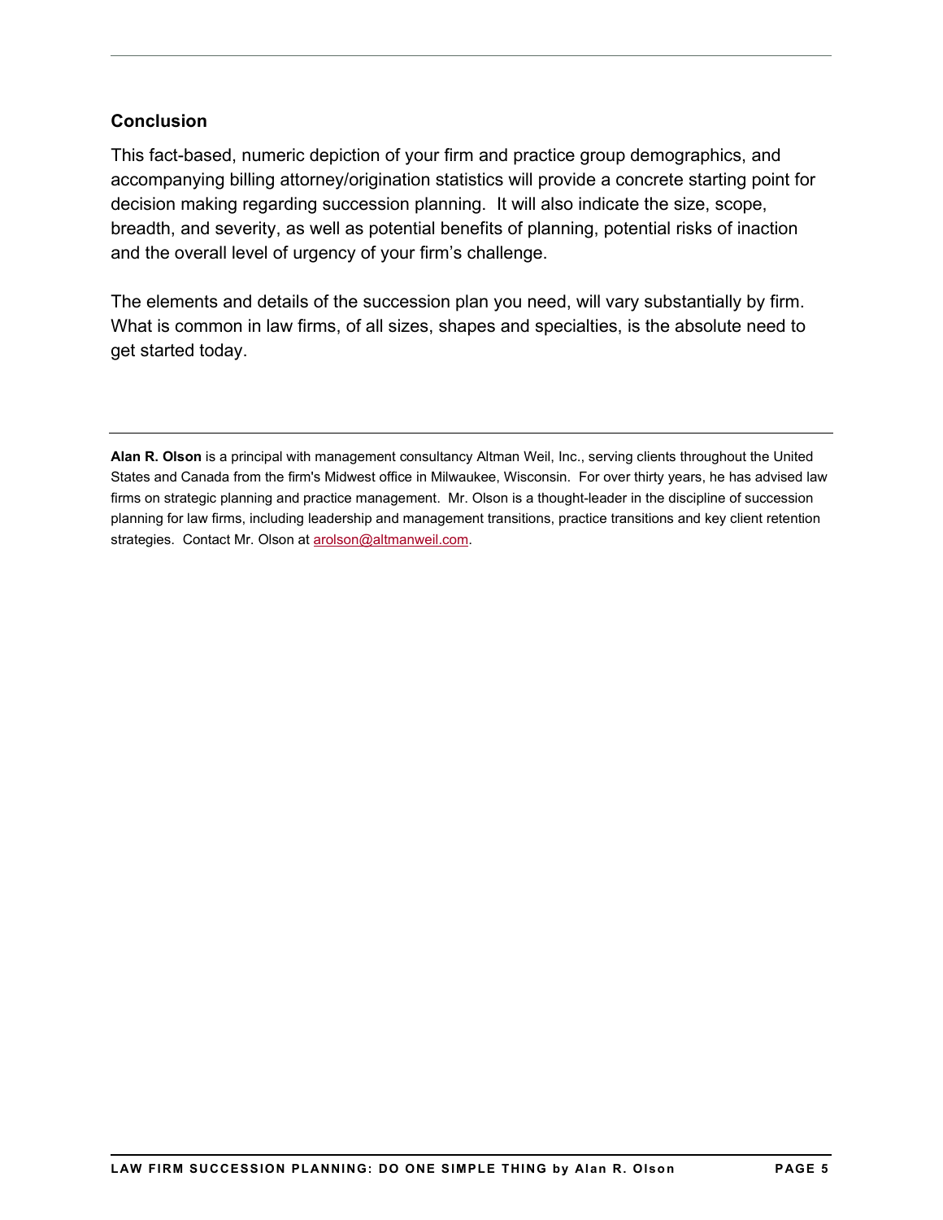## Conclusion

This fact-based, numeric depiction of your firm and practice group demographics, and accompanying billing attorney/origination statistics will provide a concrete starting point for decision making regarding succession planning. It will also indicate the size, scope, breadth, and severity, as well as potential benefits of planning, potential risks of inaction and the overall level of urgency of your firm's challenge.

The elements and details of the succession plan you need, will vary substantially by firm. What is common in law firms, of all sizes, shapes and specialties, is the absolute need to get started today.

---

**Alan R. Olson** is a principal with management consultancy Altman Weil, Inc., serving clients throughout the United States and Canada from the firm's Midwest office in Milwaukee, Wisconsin. For over thirty years, he has advised law firms on strategic planning and practice management. Mr. Olson is a thought-leader in the discipline of succession planning for law firms, including leadership and management transitions, practice transitions and key client retention strategies. Contact Mr. Olson at arolson@altmanweil.com.